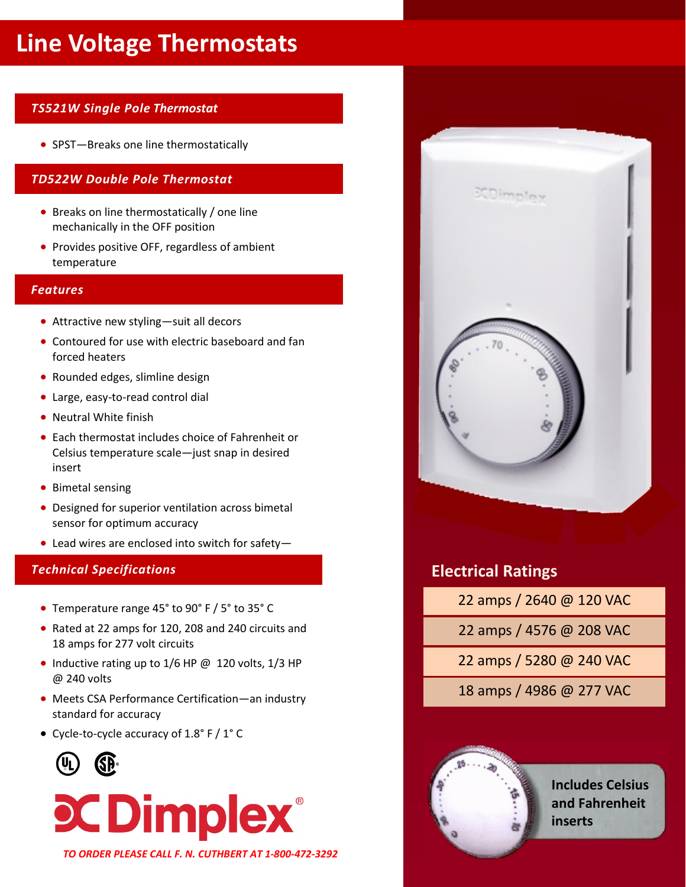# Line Voltage Thermostats

## TS521W Single Pole Thermostat

- SPST—Breaks one line thermostatically

## TD522W Double Pole Thermostat

- Breaks on line thermostatically / one line mechanically in the OFF position
- Provides positive OFF, regardless of ambient temperature

## Features

- Attractive new styling—suit all decors
- Contoured for use with electric baseboard and fan forced heaters
- Rounded edges, slimline design
- Large, easy-to-read control dial
- Neutral White finish
- Each thermostat includes choice of Fahrenheit or Celsius temperature scale—just snap in desired insert
- Bimetal sensing
- Designed for superior ventilation across bimetal sensor for optimum accuracy
- Lead wires are enclosed into switch for safety—

## Technical Specifications

- Temperature range 45° to 90° F / 5° to 35° C
- Rated at 22 amps for 120, 208 and 240 circuits and 18 amps for 277 volt circuits
- Inductive rating up to 1/6 HP @ 120 volts, 1/3 HP @ 240 volts
- Meets CSA Performance Certification—an industry standard for accuracy
- Cycle-to-cycle accuracy of 1.8° F / 1° C

Dimplex®

*TO ORDER PLEASE CALL F. N. CUTHBERT AT 1-800-472-3292*

## Electrical Ratings

| |
|---|
| 22 amps / 2640 @ 120 VAC |
| 22 amps / 4576 @ 208 VAC |
| 22 amps / 5280 @ 240 VAC |
| 18 amps / 4986 @ 277 VAC |

**Includes Celsius and Fahrenheit inserts**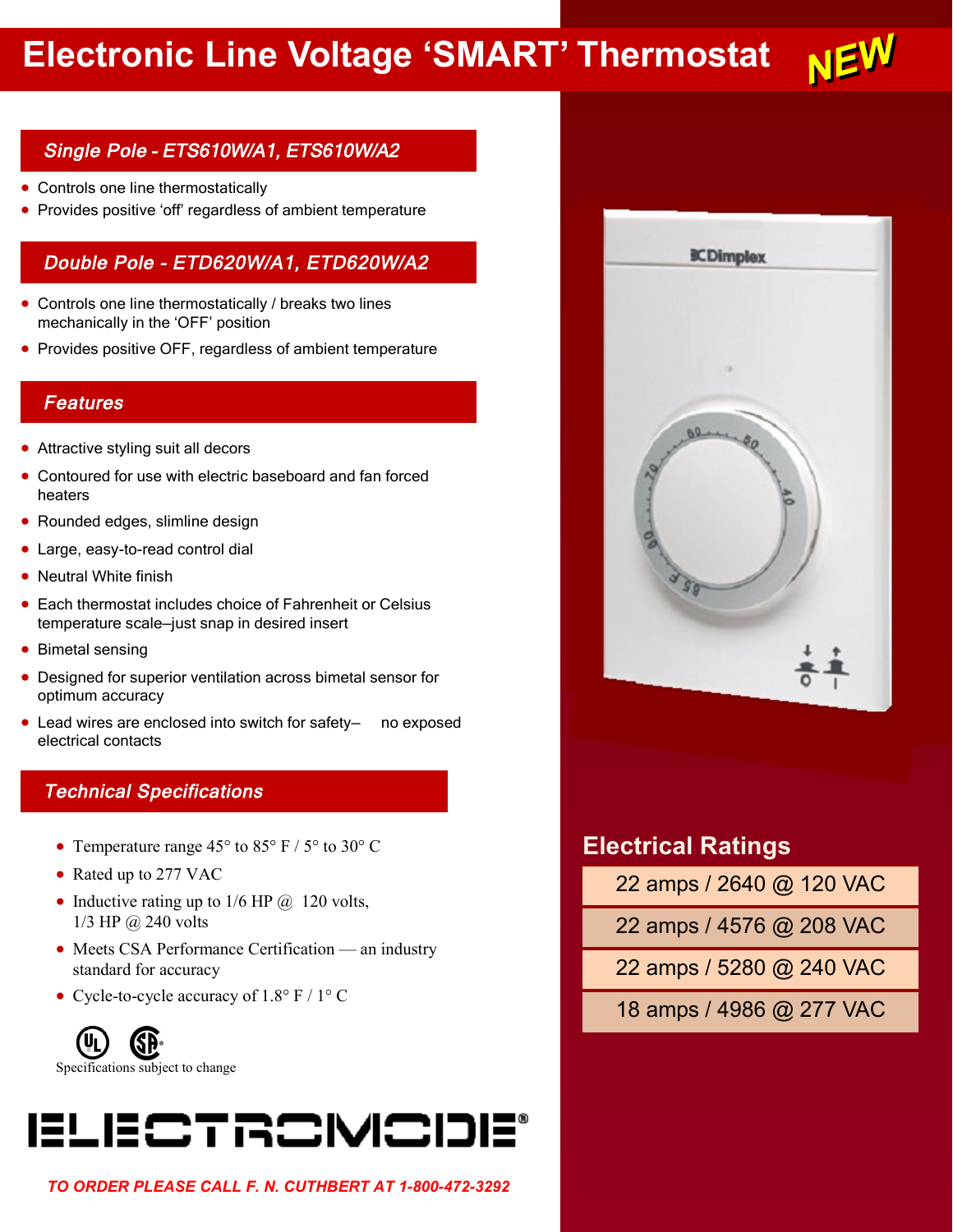# Electronic Line Voltage 'SMART' Thermostat

NEW

## *Single Pole - ETS610W/A1, ETS610W/A2*

- Controls one line thermostatically
- Provides positive 'off' regardless of ambient temperature

## *Double Pole - ETD620W/A1, ETD620W/A2*

- Controls one line thermostatically / breaks two lines mechanically in the 'OFF' position
- Provides positive OFF, regardless of ambient temperature

## *Features*

- Attractive styling suit all decors
- Contoured for use with electric baseboard and fan forced heaters
- Rounded edges, slimline design
- Large, easy-to-read control dial
- Neutral White finish
- Each thermostat includes choice of Fahrenheit or Celsius temperature scale–just snap in desired insert
- Bimetal sensing
- Designed for superior ventilation across bimetal sensor for optimum accuracy
- Lead wires are enclosed into switch for safety– no exposed electrical contacts

## *Technical Specifications*

- Temperature range 45° to 85° F / 5° to 30° C
- Rated up to 277 VAC
- Inductive rating up to 1/6 HP @ 120 volts, 1/3 HP @ 240 volts
- Meets CSA Performance Certification — an industry standard for accuracy
- Cycle-to-cycle accuracy of 1.8° F / 1° C

Specifications subject to change

## Electrical Ratings

| |
|---|
| 22 amps / 2640 @ 120 VAC |
| 22 amps / 4576 @ 208 VAC |
| 22 amps / 5280 @ 240 VAC |
| 18 amps / 4986 @ 277 VAC |

ELECTROMODE®

*TO ORDER PLEASE CALL F. N. CUTHBERT AT 1-800-472-3292*